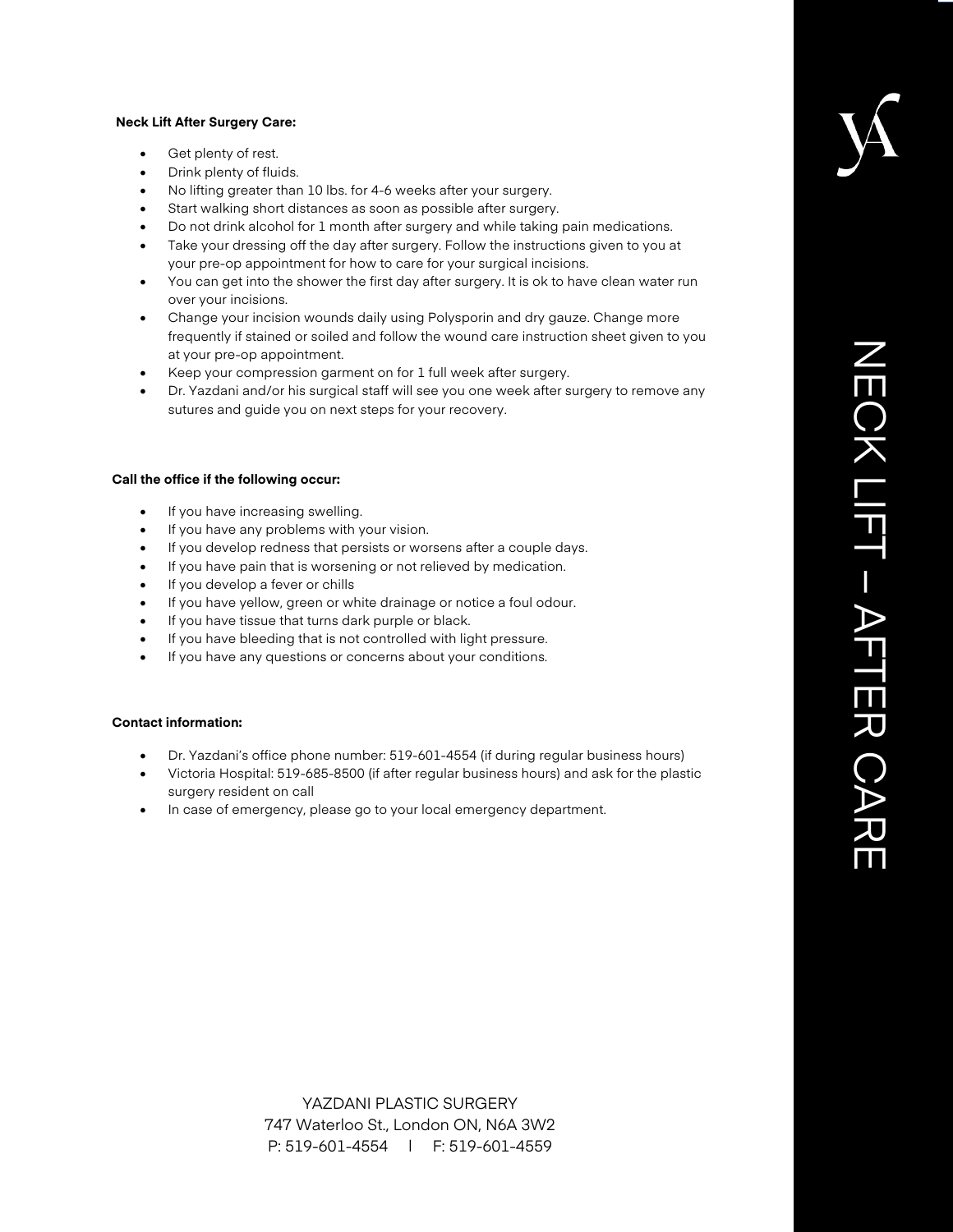# NECK LIFT – AFTER CARE

**Neck Lift After Surgery Care:**

- Get plenty of rest.
- Drink plenty of fluids.
- No lifting greater than 10 lbs. for 4-6 weeks after your surgery.
- Start walking short distances as soon as possible after surgery.
- Do not drink alcohol for 1 month after surgery and while taking pain medications.
- Take your dressing off the day after surgery. Follow the instructions given to you at your pre-op appointment for how to care for your surgical incisions.
- You can get into the shower the first day after surgery. It is ok to have clean water run over your incisions.
- Change your incision wounds daily using Polysporin and dry gauze. Change more frequently if stained or soiled and follow the wound care instruction sheet given to you at your pre-op appointment.
- Keep your compression garment on for 1 full week after surgery.
- Dr. Yazdani and/or his surgical staff will see you one week after surgery to remove any sutures and guide you on next steps for your recovery.

**Call the office if the following occur:**

- If you have increasing swelling.
- If you have any problems with your vision.
- If you develop redness that persists or worsens after a couple days.
- If you have pain that is worsening or not relieved by medication.
- If you develop a fever or chills
- If you have yellow, green or white drainage or notice a foul odour.
- If you have tissue that turns dark purple or black.
- If you have bleeding that is not controlled with light pressure.
- If you have any questions or concerns about your conditions.

**Contact information:**

- Dr. Yazdani's office phone number: 519-601-4554 (if during regular business hours)
- Victoria Hospital: 519-685-8500 (if after regular business hours) and ask for the plastic surgery resident on call
- In case of emergency, please go to your local emergency department.

YAZDANI PLASTIC SURGERY
747 Waterloo St., London ON, N6A 3W2
P: 519-601-4554 | F: 519-601-4559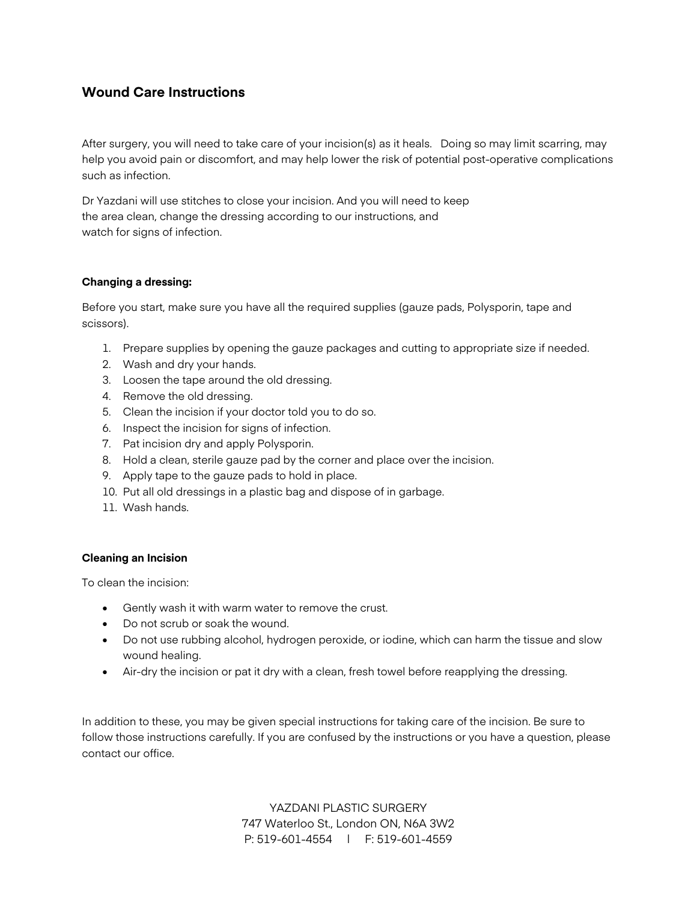## Wound Care Instructions

After surgery, you will need to take care of your incision(s) as it heals. Doing so may limit scarring, may help you avoid pain or discomfort, and may help lower the risk of potential post-operative complications such as infection.

Dr Yazdani will use stitches to close your incision. And you will need to keep the area clean, change the dressing according to our instructions, and watch for signs of infection.

**Changing a dressing:**

Before you start, make sure you have all the required supplies (gauze pads, Polysporin, tape and scissors).

1. Prepare supplies by opening the gauze packages and cutting to appropriate size if needed.
2. Wash and dry your hands.
3. Loosen the tape around the old dressing.
4. Remove the old dressing.
5. Clean the incision if your doctor told you to do so.
6. Inspect the incision for signs of infection.
7. Pat incision dry and apply Polysporin.
8. Hold a clean, sterile gauze pad by the corner and place over the incision.
9. Apply tape to the gauze pads to hold in place.
10. Put all old dressings in a plastic bag and dispose of in garbage.
11. Wash hands.

**Cleaning an Incision**

To clean the incision:

- Gently wash it with warm water to remove the crust.
- Do not scrub or soak the wound.
- Do not use rubbing alcohol, hydrogen peroxide, or iodine, which can harm the tissue and slow wound healing.
- Air-dry the incision or pat it dry with a clean, fresh towel before reapplying the dressing.

In addition to these, you may be given special instructions for taking care of the incision. Be sure to follow those instructions carefully. If you are confused by the instructions or you have a question, please contact our office.

YAZDANI PLASTIC SURGERY
747 Waterloo St., London ON, N6A 3W2
P: 519-601-4554 | F: 519-601-4559